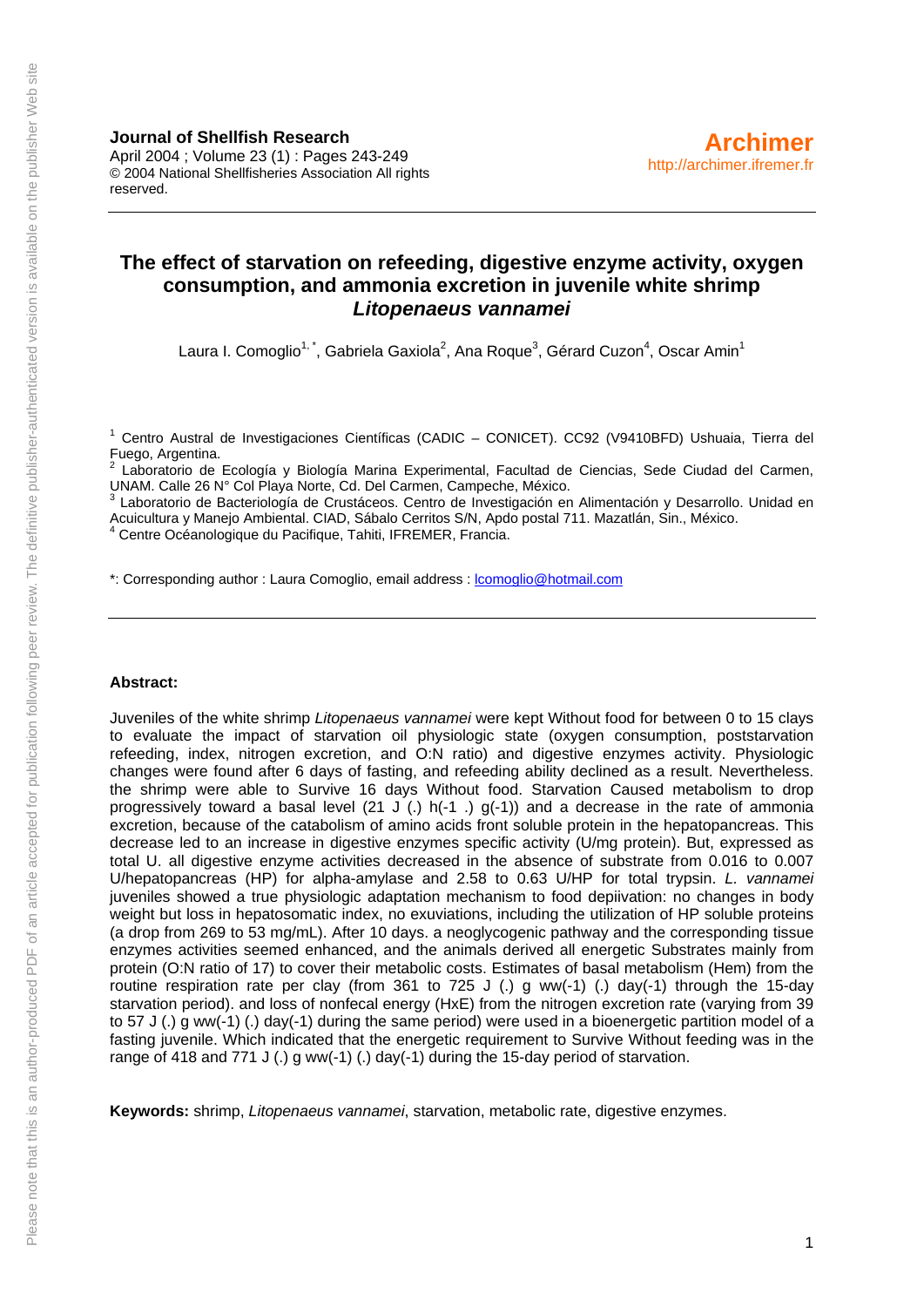**Journal of Shellfish Research**
April 2004 ; Volume 23 (1) : Pages 243-249
© 2004 National Shellfisheries Association All rights reserved.

**Archimer**
http://archimer.ifremer.fr

# The effect of starvation on refeeding, digestive enzyme activity, oxygen consumption, and ammonia excretion in juvenile white shrimp *Litopenaeus vannamei*

Laura I. Comoglio[1, *], Gabriela Gaxiola[2], Ana Roque[3], Gérard Cuzon[4], Oscar Amin[1]

[1] Centro Austral de Investigaciones Científicas (CADIC – CONICET). CC92 (V9410BFD) Ushuaia, Tierra del Fuego, Argentina.
[2] Laboratorio de Ecología y Biología Marina Experimental, Facultad de Ciencias, Sede Ciudad del Carmen, UNAM. Calle 26 N° Col Playa Norte, Cd. Del Carmen, Campeche, México.
[3] Laboratorio de Bacteriología de Crustáceos. Centro de Investigación en Alimentación y Desarrollo. Unidad en Acuicultura y Manejo Ambiental. CIAD, Sábalo Cerritos S/N, Apdo postal 711. Mazatlán, Sin., México.
[4] Centre Océanologique du Pacifique, Tahiti, IFREMER, Francia.

*: Corresponding author : Laura Comoglio, email address : lcomoglio@hotmail.com

**Abstract:**

Juveniles of the white shrimp *Litopenaeus vannamei* were kept Without food for between 0 to 15 clays to evaluate the impact of starvation oil physiologic state (oxygen consumption, poststarvation refeeding, index, nitrogen excretion, and O:N ratio) and digestive enzymes activity. Physiologic changes were found after 6 days of fasting, and refeeding ability declined as a result. Nevertheless. the shrimp were able to Survive 16 days Without food. Starvation Caused metabolism to drop progressively toward a basal level (21 J (.) h(-1 .) g(-1)) and a decrease in the rate of ammonia excretion, because of the catabolism of amino acids front soluble protein in the hepatopancreas. This decrease led to an increase in digestive enzymes specific activity (U/mg protein). But, expressed as total U. all digestive enzyme activities decreased in the absence of substrate from 0.016 to 0.007 U/hepatopancreas (HP) for alpha-amylase and 2.58 to 0.63 U/HP for total trypsin. *L. vannamei* juveniles showed a true physiologic adaptation mechanism to food depiivation: no changes in body weight but loss in hepatosomatic index, no exuviations, including the utilization of HP soluble proteins (a drop from 269 to 53 mg/mL). After 10 days. a neoglycogenic pathway and the corresponding tissue enzymes activities seemed enhanced, and the animals derived all energetic Substrates mainly from protein (O:N ratio of 17) to cover their metabolic costs. Estimates of basal metabolism (Hem) from the routine respiration rate per clay (from 361 to 725 J (.) g ww(-1) (.) day(-1) through the 15-day starvation period). and loss of nonfecal energy (HxE) from the nitrogen excretion rate (varying from 39 to 57 J (.) g ww(-1) (.) day(-1) during the same period) were used in a bioenergetic partition model of a fasting juvenile. Which indicated that the energetic requirement to Survive Without feeding was in the range of 418 and 771 J (.) g ww(-1) (.) day(-1) during the 15-day period of starvation.

**Keywords:** shrimp, *Litopenaeus vannamei*, starvation, metabolic rate, digestive enzymes.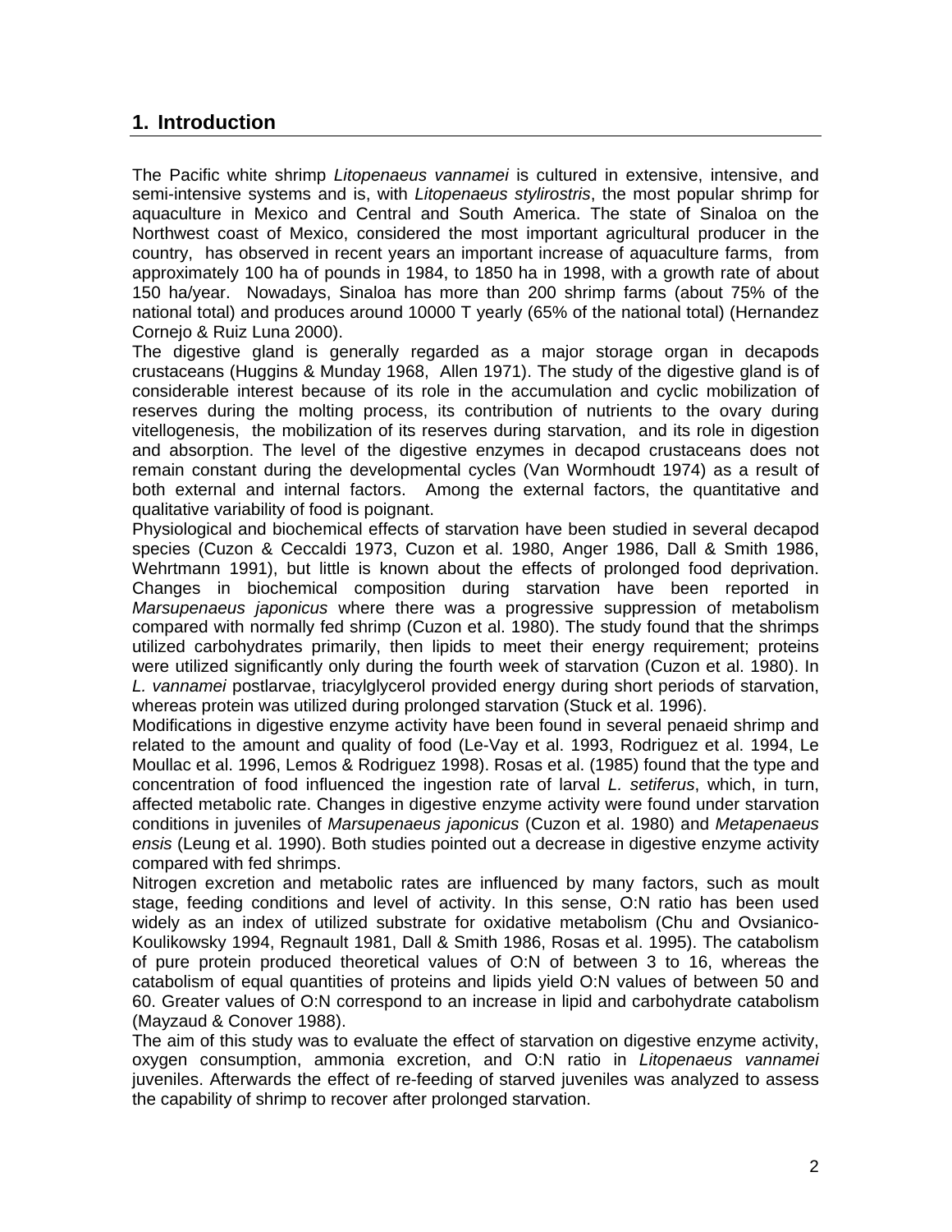## 1. Introduction

The Pacific white shrimp *Litopenaeus vannamei* is cultured in extensive, intensive, and semi-intensive systems and is, with *Litopenaeus stylirostris*, the most popular shrimp for aquaculture in Mexico and Central and South America. The state of Sinaloa on the Northwest coast of Mexico, considered the most important agricultural producer in the country, has observed in recent years an important increase of aquaculture farms, from approximately 100 ha of pounds in 1984, to 1850 ha in 1998, with a growth rate of about 150 ha/year. Nowadays, Sinaloa has more than 200 shrimp farms (about 75% of the national total) and produces around 10000 T yearly (65% of the national total) (Hernandez Cornejo & Ruiz Luna 2000).

The digestive gland is generally regarded as a major storage organ in decapods crustaceans (Huggins & Munday 1968, Allen 1971). The study of the digestive gland is of considerable interest because of its role in the accumulation and cyclic mobilization of reserves during the molting process, its contribution of nutrients to the ovary during vitellogenesis, the mobilization of its reserves during starvation, and its role in digestion and absorption. The level of the digestive enzymes in decapod crustaceans does not remain constant during the developmental cycles (Van Wormhoudt 1974) as a result of both external and internal factors. Among the external factors, the quantitative and qualitative variability of food is poignant.

Physiological and biochemical effects of starvation have been studied in several decapod species (Cuzon & Ceccaldi 1973, Cuzon et al. 1980, Anger 1986, Dall & Smith 1986, Wehrtmann 1991), but little is known about the effects of prolonged food deprivation. Changes in biochemical composition during starvation have been reported in *Marsupenaeus japonicus* where there was a progressive suppression of metabolism compared with normally fed shrimp (Cuzon et al. 1980). The study found that the shrimps utilized carbohydrates primarily, then lipids to meet their energy requirement; proteins were utilized significantly only during the fourth week of starvation (Cuzon et al. 1980). In *L. vannamei* postlarvae, triacylglycerol provided energy during short periods of starvation, whereas protein was utilized during prolonged starvation (Stuck et al. 1996).

Modifications in digestive enzyme activity have been found in several penaeid shrimp and related to the amount and quality of food (Le-Vay et al. 1993, Rodriguez et al. 1994, Le Moullac et al. 1996, Lemos & Rodriguez 1998). Rosas et al. (1985) found that the type and concentration of food influenced the ingestion rate of larval *L. setiferus*, which, in turn, affected metabolic rate. Changes in digestive enzyme activity were found under starvation conditions in juveniles of *Marsupenaeus japonicus* (Cuzon et al. 1980) and *Metapenaeus ensis* (Leung et al. 1990). Both studies pointed out a decrease in digestive enzyme activity compared with fed shrimps.

Nitrogen excretion and metabolic rates are influenced by many factors, such as moult stage, feeding conditions and level of activity. In this sense, O:N ratio has been used widely as an index of utilized substrate for oxidative metabolism (Chu and Ovsianico-Koulikowsky 1994, Regnault 1981, Dall & Smith 1986, Rosas et al. 1995). The catabolism of pure protein produced theoretical values of O:N of between 3 to 16, whereas the catabolism of equal quantities of proteins and lipids yield O:N values of between 50 and 60. Greater values of O:N correspond to an increase in lipid and carbohydrate catabolism (Mayzaud & Conover 1988).

The aim of this study was to evaluate the effect of starvation on digestive enzyme activity, oxygen consumption, ammonia excretion, and O:N ratio in *Litopenaeus vannamei* juveniles. Afterwards the effect of re-feeding of starved juveniles was analyzed to assess the capability of shrimp to recover after prolonged starvation.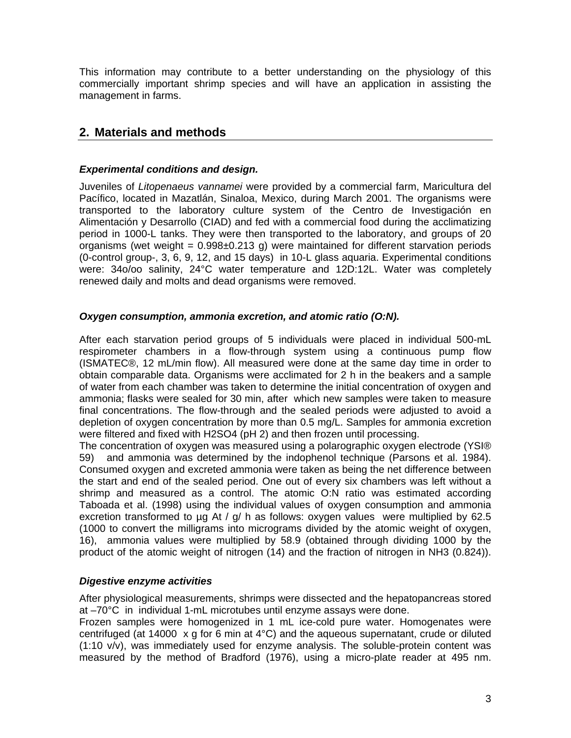This information may contribute to a better understanding on the physiology of this commercially important shrimp species and will have an application in assisting the management in farms.

## 2. Materials and methods

### *Experimental conditions and design.*

Juveniles of *Litopenaeus vannamei* were provided by a commercial farm, Maricultura del Pacífico, located in Mazatlán, Sinaloa, Mexico, during March 2001. The organisms were transported to the laboratory culture system of the Centro de Investigación en Alimentación y Desarrollo (CIAD) and fed with a commercial food during the acclimatizing period in 1000-L tanks. They were then transported to the laboratory, and groups of 20 organisms (wet weight = 0.998±0.213 g) were maintained for different starvation periods (0-control group-, 3, 6, 9, 12, and 15 days) in 10-L glass aquaria. Experimental conditions were: 34o/oo salinity, 24°C water temperature and 12D:12L. Water was completely renewed daily and molts and dead organisms were removed.

### *Oxygen consumption, ammonia excretion, and atomic ratio (O:N).*

After each starvation period groups of 5 individuals were placed in individual 500-mL respirometer chambers in a flow-through system using a continuous pump flow (ISMATEC®, 12 mL/min flow). All measured were done at the same day time in order to obtain comparable data. Organisms were acclimated for 2 h in the beakers and a sample of water from each chamber was taken to determine the initial concentration of oxygen and ammonia; flasks were sealed for 30 min, after which new samples were taken to measure final concentrations. The flow-through and the sealed periods were adjusted to avoid a depletion of oxygen concentration by more than 0.5 mg/L. Samples for ammonia excretion were filtered and fixed with $H_2SO_4$ (pH 2) and then frozen until processing.
The concentration of oxygen was measured using a polarographic oxygen electrode (YSI® 59) and ammonia was determined by the indophenol technique (Parsons et al. 1984). Consumed oxygen and excreted ammonia were taken as being the net difference between the start and end of the sealed period. One out of every six chambers was left without a shrimp and measured as a control. The atomic O:N ratio was estimated according Taboada et al. (1998) using the individual values of oxygen consumption and ammonia excretion transformed to µg At / g/ h as follows: oxygen values were multiplied by 62.5 (1000 to convert the milligrams into micrograms divided by the atomic weight of oxygen, 16), ammonia values were multiplied by 58.9 (obtained through dividing 1000 by the product of the atomic weight of nitrogen (14) and the fraction of nitrogen in $NH_3$ (0.824)).

### *Digestive enzyme activities*

After physiological measurements, shrimps were dissected and the hepatopancreas stored at –70°C in individual 1-mL microtubes until enzyme assays were done.
Frozen samples were homogenized in 1 mL ice-cold pure water. Homogenates were centrifuged (at 14000 x g for 6 min at 4°C) and the aqueous supernatant, crude or diluted (1:10 v/v), was immediately used for enzyme analysis. The soluble-protein content was measured by the method of Bradford (1976), using a micro-plate reader at 495 nm.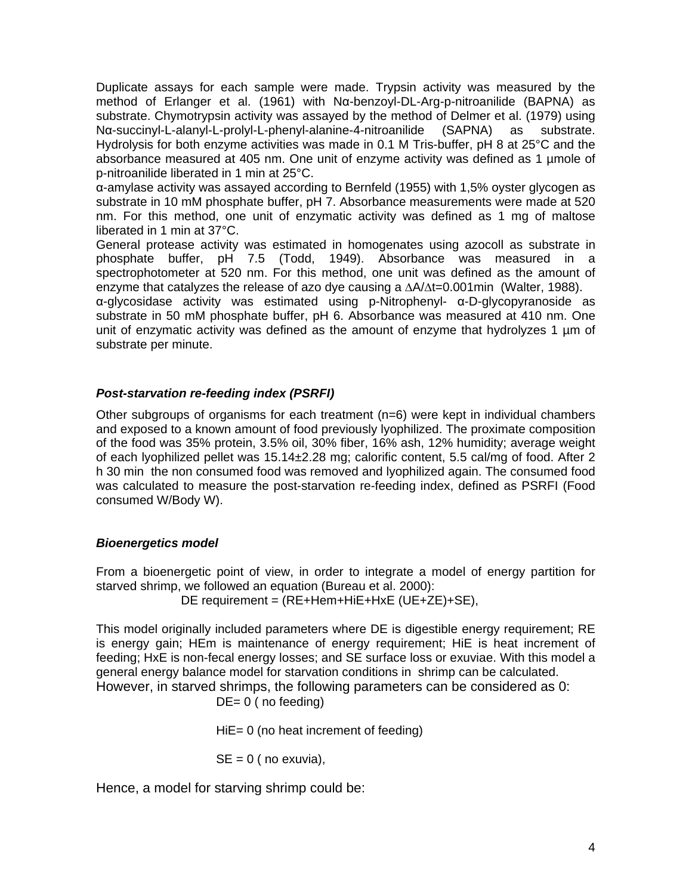Duplicate assays for each sample were made. Trypsin activity was measured by the method of Erlanger et al. (1961) with Nα-benzoyl-DL-Arg-p-nitroanilide (BAPNA) as substrate. Chymotrypsin activity was assayed by the method of Delmer et al. (1979) using Nα-succinyl-L-alanyl-L-prolyl-L-phenyl-alanine-4-nitroanilide (SAPNA) as substrate. Hydrolysis for both enzyme activities was made in 0.1 M Tris-buffer, pH 8 at 25°C and the absorbance measured at 405 nm. One unit of enzyme activity was defined as 1 µmole of p-nitroanilide liberated in 1 min at 25°C.

α-amylase activity was assayed according to Bernfeld (1955) with 1,5% oyster glycogen as substrate in 10 mM phosphate buffer, pH 7. Absorbance measurements were made at 520 nm. For this method, one unit of enzymatic activity was defined as 1 mg of maltose liberated in 1 min at 37°C.

General protease activity was estimated in homogenates using azocoll as substrate in phosphate buffer, pH 7.5 (Todd, 1949). Absorbance was measured in a spectrophotometer at 520 nm. For this method, one unit was defined as the amount of enzyme that catalyzes the release of azo dye causing a $\Delta A/\Delta t$=0.001min (Walter, 1988).

α-glycosidase activity was estimated using p-Nitrophenyl- α-D-glycopyranoside as substrate in 50 mM phosphate buffer, pH 6. Absorbance was measured at 410 nm. One unit of enzymatic activity was defined as the amount of enzyme that hydrolyzes 1 µm of substrate per minute.

### *Post-starvation re-feeding index (PSRFI)*

Other subgroups of organisms for each treatment (n=6) were kept in individual chambers and exposed to a known amount of food previously lyophilized. The proximate composition of the food was 35% protein, 3.5% oil, 30% fiber, 16% ash, 12% humidity; average weight of each lyophilized pellet was 15.14±2.28 mg; calorific content, 5.5 cal/mg of food. After 2 h 30 min the non consumed food was removed and lyophilized again. The consumed food was calculated to measure the post-starvation re-feeding index, defined as PSRFI (Food consumed W/Body W).

### *Bioenergetics model*

From a bioenergetic point of view, in order to integrate a model of energy partition for starved shrimp, we followed an equation (Bureau et al. 2000):

$$\text{DE requirement} = (RE+Hem+HiE+HxE\ (UE+ZE)+SE),$$

This model originally included parameters where DE is digestible energy requirement; RE is energy gain; HEm is maintenance of energy requirement; HiE is heat increment of feeding; HxE is non-fecal energy losses; and SE surface loss or exuviae. With this model a general energy balance model for starvation conditions in shrimp can be calculated.
However, in starved shrimps, the following parameters can be considered as 0:

DE= 0 ( no feeding)

HiE= 0 (no heat increment of feeding)

SE = 0 ( no exuvia),

Hence, a model for starving shrimp could be: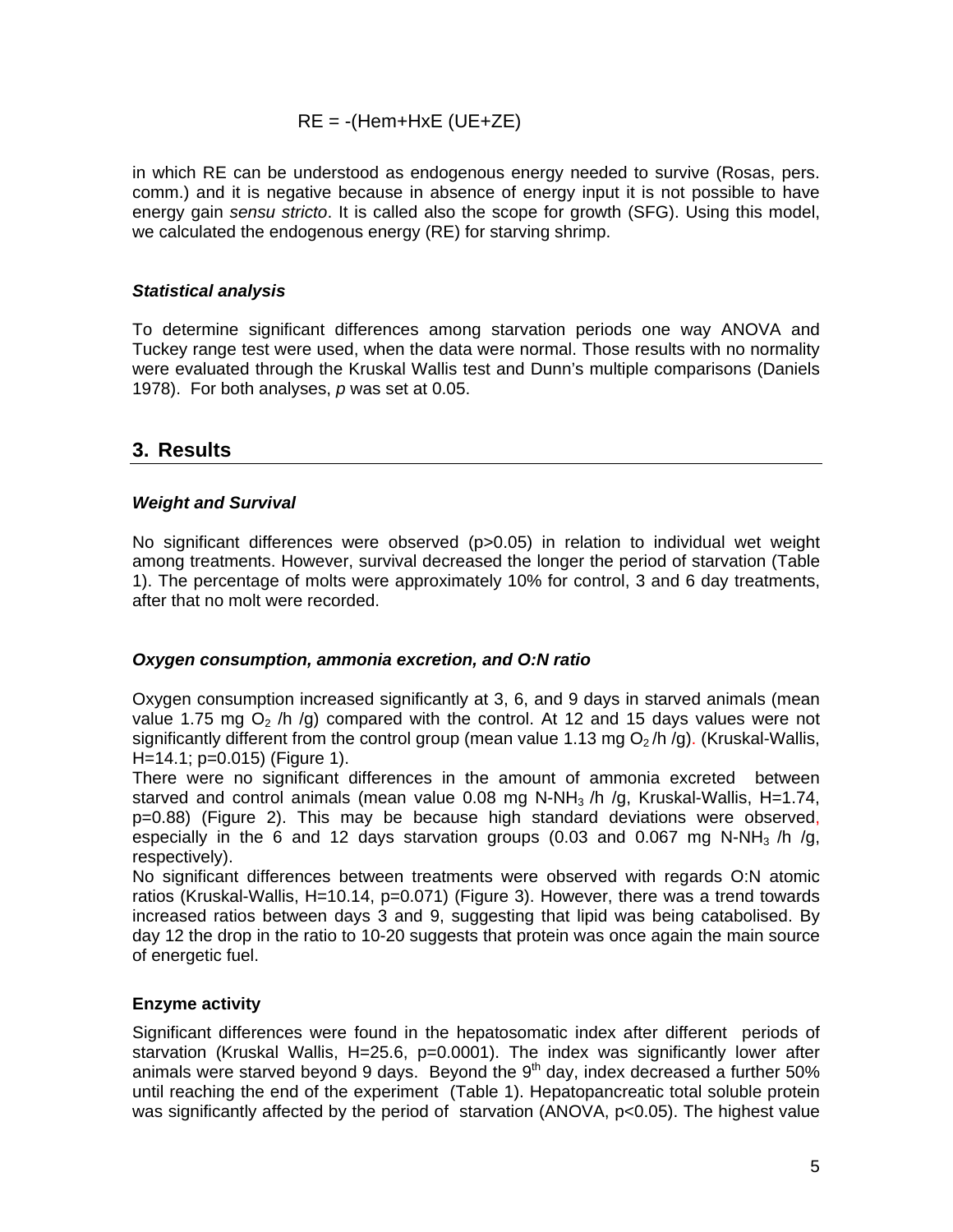$$RE = -(Hem+HxE\ (UE+ZE)$$

in which RE can be understood as endogenous energy needed to survive (Rosas, pers. comm.) and it is negative because in absence of energy input it is not possible to have energy gain *sensu stricto*. It is called also the scope for growth (SFG). Using this model, we calculated the endogenous energy (RE) for starving shrimp.

### *Statistical analysis*

To determine significant differences among starvation periods one way ANOVA and Tuckey range test were used, when the data were normal. Those results with no normality were evaluated through the Kruskal Wallis test and Dunn's multiple comparisons (Daniels 1978). For both analyses, *p* was set at 0.05.

## 3. Results

### *Weight and Survival*

No significant differences were observed ($p>0.05$) in relation to individual wet weight among treatments. However, survival decreased the longer the period of starvation (Table 1). The percentage of molts were approximately 10% for control, 3 and 6 day treatments, after that no molt were recorded.

### *Oxygen consumption, ammonia excretion, and O:N ratio*

Oxygen consumption increased significantly at 3, 6, and 9 days in starved animals (mean value 1.75 mg $O_2$ /h /g) compared with the control. At 12 and 15 days values were not significantly different from the control group (mean value 1.13 mg $O_2$ /h /g). (Kruskal-Wallis, $H=14.1$; $p=0.015$) (Figure 1).

There were no significant differences in the amount of ammonia excreted between starved and control animals (mean value 0.08 mg $N\text{-}NH_3$ /h /g, Kruskal-Wallis, $H=1.74$, $p=0.88$) (Figure 2). This may be because high standard deviations were observed, especially in the 6 and 12 days starvation groups (0.03 and 0.067 mg $N\text{-}NH_3$ /h /g, respectively).

No significant differences between treatments were observed with regards O:N atomic ratios (Kruskal-Wallis, $H=10.14$, $p=0.071$) (Figure 3). However, there was a trend towards increased ratios between days 3 and 9, suggesting that lipid was being catabolised. By day 12 the drop in the ratio to 10-20 suggests that protein was once again the main source of energetic fuel.

### **Enzyme activity**

Significant differences were found in the hepatosomatic index after different periods of starvation (Kruskal Wallis, $H=25.6$, $p=0.0001$). The index was significantly lower after animals were starved beyond 9 days. Beyond the 9th day, index decreased a further 50% until reaching the end of the experiment (Table 1). Hepatopancreatic total soluble protein was significantly affected by the period of starvation (ANOVA, $p<0.05$). The highest value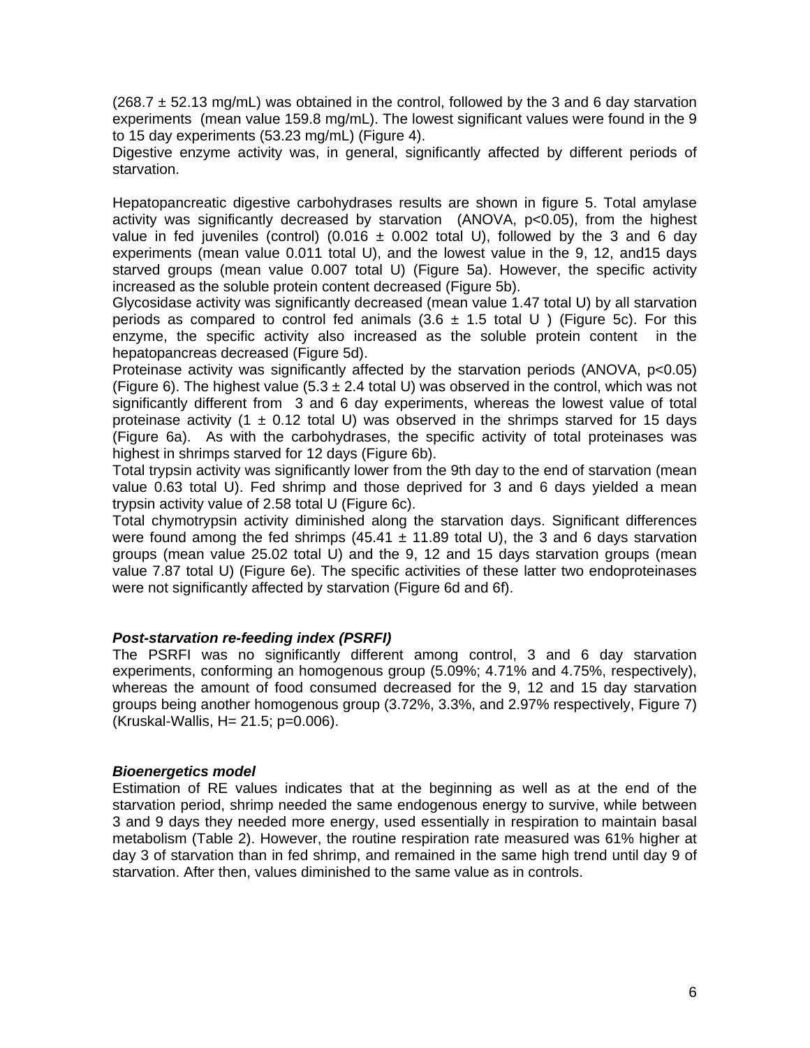(268.7 ± 52.13 mg/mL) was obtained in the control, followed by the 3 and 6 day starvation experiments (mean value 159.8 mg/mL). The lowest significant values were found in the 9 to 15 day experiments (53.23 mg/mL) (Figure 4).
Digestive enzyme activity was, in general, significantly affected by different periods of starvation.

Hepatopancreatic digestive carbohydrases results are shown in figure 5. Total amylase activity was significantly decreased by starvation (ANOVA, $p<0.05$), from the highest value in fed juveniles (control) (0.016 ± 0.002 total U), followed by the 3 and 6 day experiments (mean value 0.011 total U), and the lowest value in the 9, 12, and15 days starved groups (mean value 0.007 total U) (Figure 5a). However, the specific activity increased as the soluble protein content decreased (Figure 5b).
Glycosidase activity was significantly decreased (mean value 1.47 total U) by all starvation periods as compared to control fed animals (3.6 ± 1.5 total U ) (Figure 5c). For this enzyme, the specific activity also increased as the soluble protein content in the hepatopancreas decreased (Figure 5d).
Proteinase activity was significantly affected by the starvation periods (ANOVA, $p<0.05$) (Figure 6). The highest value (5.3 ± 2.4 total U) was observed in the control, which was not significantly different from 3 and 6 day experiments, whereas the lowest value of total proteinase activity (1 ± 0.12 total U) was observed in the shrimps starved for 15 days (Figure 6a). As with the carbohydrases, the specific activity of total proteinases was highest in shrimps starved for 12 days (Figure 6b).
Total trypsin activity was significantly lower from the 9th day to the end of starvation (mean value 0.63 total U). Fed shrimp and those deprived for 3 and 6 days yielded a mean trypsin activity value of 2.58 total U (Figure 6c).
Total chymotrypsin activity diminished along the starvation days. Significant differences were found among the fed shrimps (45.41 ± 11.89 total U), the 3 and 6 days starvation groups (mean value 25.02 total U) and the 9, 12 and 15 days starvation groups (mean value 7.87 total U) (Figure 6e). The specific activities of these latter two endoproteinases were not significantly affected by starvation (Figure 6d and 6f).

***Post-starvation re-feeding index (PSRFI)***

The PSRFI was no significantly different among control, 3 and 6 day starvation experiments, conforming an homogenous group (5.09%; 4.71% and 4.75%, respectively), whereas the amount of food consumed decreased for the 9, 12 and 15 day starvation groups being another homogenous group (3.72%, 3.3%, and 2.97% respectively, Figure 7) (Kruskal-Wallis, $H= 21.5$; $p=0.006$).

***Bioenergetics model***

Estimation of RE values indicates that at the beginning as well as at the end of the starvation period, shrimp needed the same endogenous energy to survive, while between 3 and 9 days they needed more energy, used essentially in respiration to maintain basal metabolism (Table 2). However, the routine respiration rate measured was 61% higher at day 3 of starvation than in fed shrimp, and remained in the same high trend until day 9 of starvation. After then, values diminished to the same value as in controls.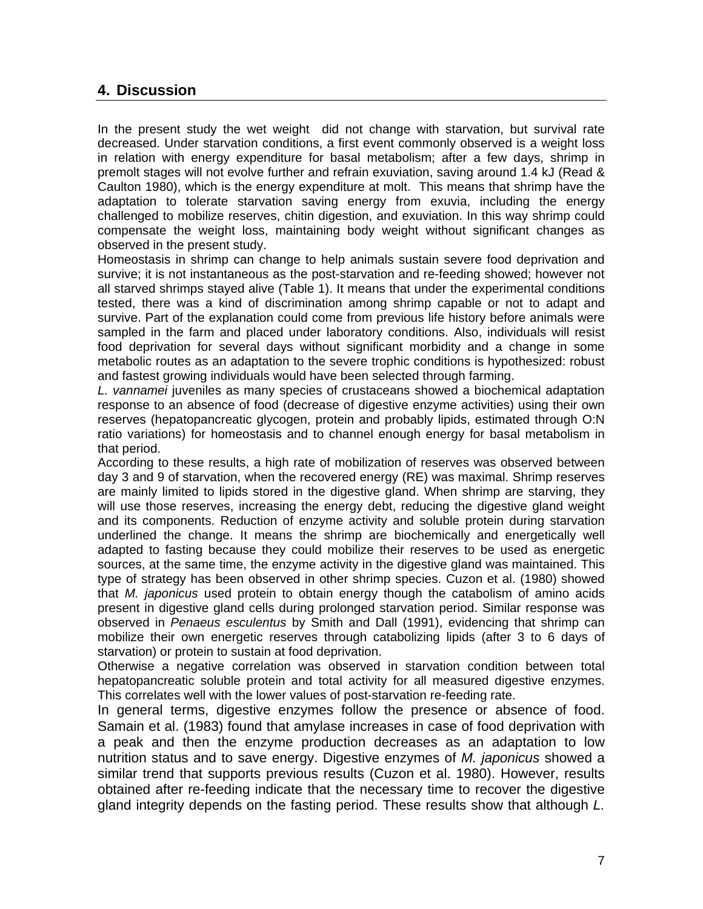## 4. Discussion

In the present study the wet weight did not change with starvation, but survival rate decreased. Under starvation conditions, a first event commonly observed is a weight loss in relation with energy expenditure for basal metabolism; after a few days, shrimp in premolt stages will not evolve further and refrain exuviation, saving around 1.4 kJ (Read & Caulton 1980), which is the energy expenditure at molt. This means that shrimp have the adaptation to tolerate starvation saving energy from exuvia, including the energy challenged to mobilize reserves, chitin digestion, and exuviation. In this way shrimp could compensate the weight loss, maintaining body weight without significant changes as observed in the present study.

Homeostasis in shrimp can change to help animals sustain severe food deprivation and survive; it is not instantaneous as the post-starvation and re-feeding showed; however not all starved shrimps stayed alive (Table 1). It means that under the experimental conditions tested, there was a kind of discrimination among shrimp capable or not to adapt and survive. Part of the explanation could come from previous life history before animals were sampled in the farm and placed under laboratory conditions. Also, individuals will resist food deprivation for several days without significant morbidity and a change in some metabolic routes as an adaptation to the severe trophic conditions is hypothesized: robust and fastest growing individuals would have been selected through farming.

*L. vannamei* juveniles as many species of crustaceans showed a biochemical adaptation response to an absence of food (decrease of digestive enzyme activities) using their own reserves (hepatopancreatic glycogen, protein and probably lipids, estimated through O:N ratio variations) for homeostasis and to channel enough energy for basal metabolism in that period.

According to these results, a high rate of mobilization of reserves was observed between day 3 and 9 of starvation, when the recovered energy (RE) was maximal. Shrimp reserves are mainly limited to lipids stored in the digestive gland. When shrimp are starving, they will use those reserves, increasing the energy debt, reducing the digestive gland weight and its components. Reduction of enzyme activity and soluble protein during starvation underlined the change. It means the shrimp are biochemically and energetically well adapted to fasting because they could mobilize their reserves to be used as energetic sources, at the same time, the enzyme activity in the digestive gland was maintained. This type of strategy has been observed in other shrimp species. Cuzon et al. (1980) showed that *M. japonicus* used protein to obtain energy though the catabolism of amino acids present in digestive gland cells during prolonged starvation period. Similar response was observed in *Penaeus esculentus* by Smith and Dall (1991), evidencing that shrimp can mobilize their own energetic reserves through catabolizing lipids (after 3 to 6 days of starvation) or protein to sustain at food deprivation.

Otherwise a negative correlation was observed in starvation condition between total hepatopancreatic soluble protein and total activity for all measured digestive enzymes. This correlates well with the lower values of post-starvation re-feeding rate.

In general terms, digestive enzymes follow the presence or absence of food. Samain et al. (1983) found that amylase increases in case of food deprivation with a peak and then the enzyme production decreases as an adaptation to low nutrition status and to save energy. Digestive enzymes of *M. japonicus* showed a similar trend that supports previous results (Cuzon et al. 1980). However, results obtained after re-feeding indicate that the necessary time to recover the digestive gland integrity depends on the fasting period. These results show that although *L.*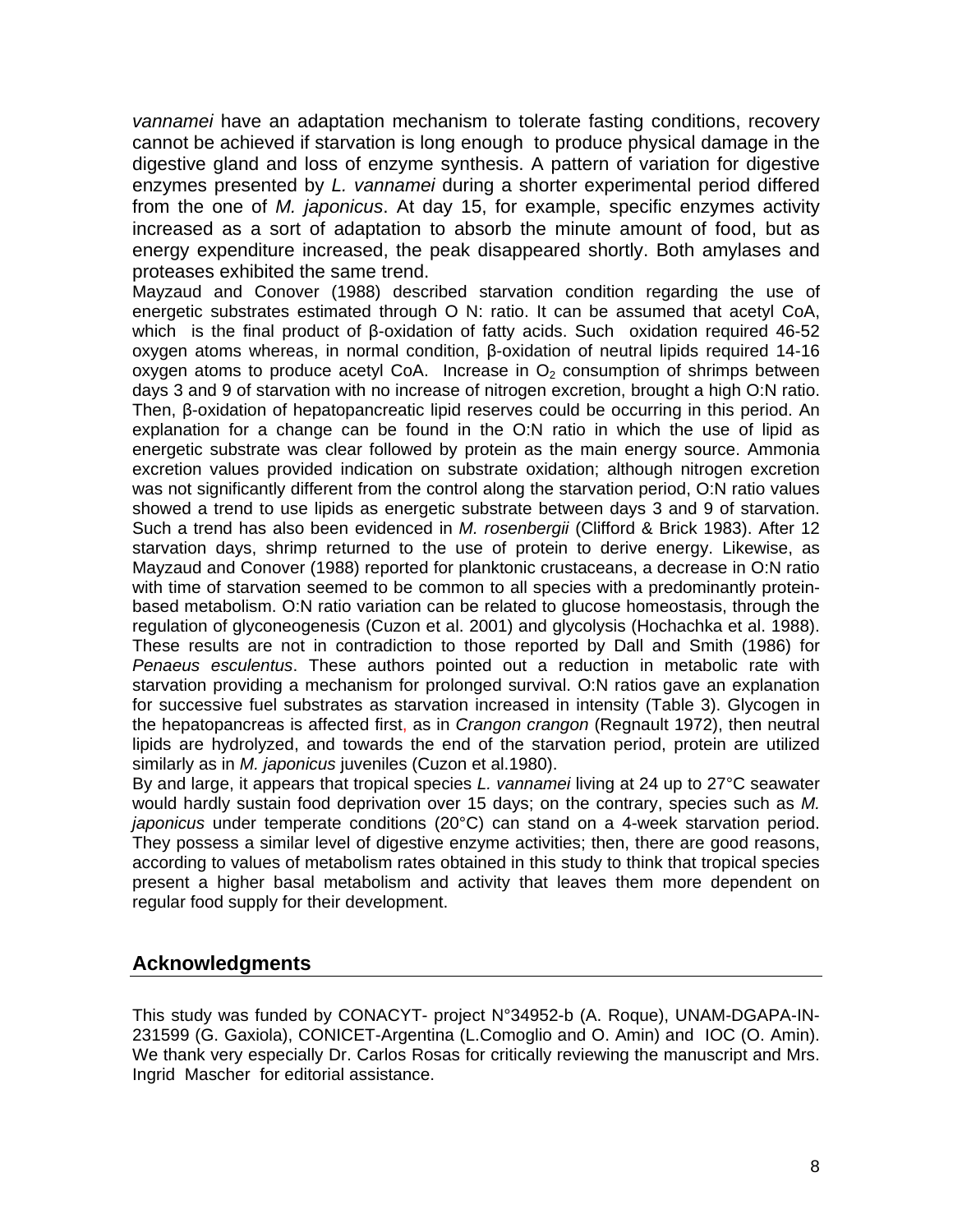*vannamei* have an adaptation mechanism to tolerate fasting conditions, recovery cannot be achieved if starvation is long enough to produce physical damage in the digestive gland and loss of enzyme synthesis. A pattern of variation for digestive enzymes presented by *L. vannamei* during a shorter experimental period differed from the one of *M. japonicus*. At day 15, for example, specific enzymes activity increased as a sort of adaptation to absorb the minute amount of food, but as energy expenditure increased, the peak disappeared shortly. Both amylases and proteases exhibited the same trend.

Mayzaud and Conover (1988) described starvation condition regarding the use of energetic substrates estimated through O N: ratio. It can be assumed that acetyl CoA, which is the final product of β-oxidation of fatty acids. Such oxidation required 46-52 oxygen atoms whereas, in normal condition, β-oxidation of neutral lipids required 14-16 oxygen atoms to produce acetyl CoA. Increase in $O_2$ consumption of shrimps between days 3 and 9 of starvation with no increase of nitrogen excretion, brought a high O:N ratio. Then, β-oxidation of hepatopancreatic lipid reserves could be occurring in this period. An explanation for a change can be found in the O:N ratio in which the use of lipid as energetic substrate was clear followed by protein as the main energy source. Ammonia excretion values provided indication on substrate oxidation; although nitrogen excretion was not significantly different from the control along the starvation period, O:N ratio values showed a trend to use lipids as energetic substrate between days 3 and 9 of starvation. Such a trend has also been evidenced in *M. rosenbergii* (Clifford & Brick 1983). After 12 starvation days, shrimp returned to the use of protein to derive energy. Likewise, as Mayzaud and Conover (1988) reported for planktonic crustaceans, a decrease in O:N ratio with time of starvation seemed to be common to all species with a predominantly protein-based metabolism. O:N ratio variation can be related to glucose homeostasis, through the regulation of glyconeogenesis (Cuzon et al. 2001) and glycolysis (Hochachka et al. 1988). These results are not in contradiction to those reported by Dall and Smith (1986) for *Penaeus esculentus*. These authors pointed out a reduction in metabolic rate with starvation providing a mechanism for prolonged survival. O:N ratios gave an explanation for successive fuel substrates as starvation increased in intensity (Table 3). Glycogen in the hepatopancreas is affected first, as in *Crangon crangon* (Regnault 1972), then neutral lipids are hydrolyzed, and towards the end of the starvation period, protein are utilized similarly as in *M. japonicus* juveniles (Cuzon et al.1980).

By and large, it appears that tropical species *L. vannamei* living at 24 up to 27°C seawater would hardly sustain food deprivation over 15 days; on the contrary, species such as *M. japonicus* under temperate conditions (20°C) can stand on a 4-week starvation period. They possess a similar level of digestive enzyme activities; then, there are good reasons, according to values of metabolism rates obtained in this study to think that tropical species present a higher basal metabolism and activity that leaves them more dependent on regular food supply for their development.

## Acknowledgments

This study was funded by CONACYT- project N°34952-b (A. Roque), UNAM-DGAPA-IN-231599 (G. Gaxiola), CONICET-Argentina (L.Comoglio and O. Amin) and IOC (O. Amin). We thank very especially Dr. Carlos Rosas for critically reviewing the manuscript and Mrs. Ingrid Mascher for editorial assistance.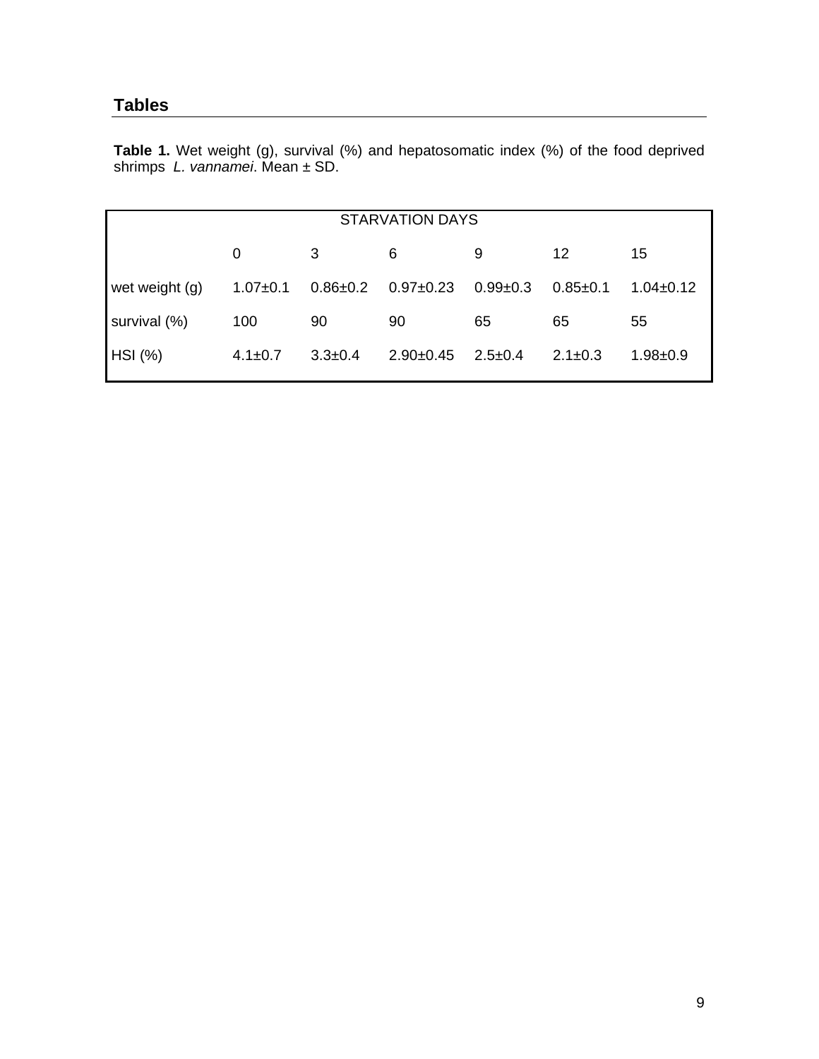## Tables

**Table 1.** Wet weight (g), survival (%) and hepatosomatic index (%) of the food deprived shrimps *L. vannamei*. Mean ± SD.

| | STARVATION DAYS | | | | | |
|---|---|---|---|---|---|---|
| | 0 | 3 | 6 | 9 | 12 | 15 |
| wet weight (g) | 1.07±0.1 | 0.86±0.2 | 0.97±0.23 | 0.99±0.3 | 0.85±0.1 | 1.04±0.12 |
| survival (%) | 100 | 90 | 90 | 65 | 65 | 55 |
| HSI (%) | 4.1±0.7 | 3.3±0.4 | 2.90±0.45 | 2.5±0.4 | 2.1±0.3 | 1.98±0.9 |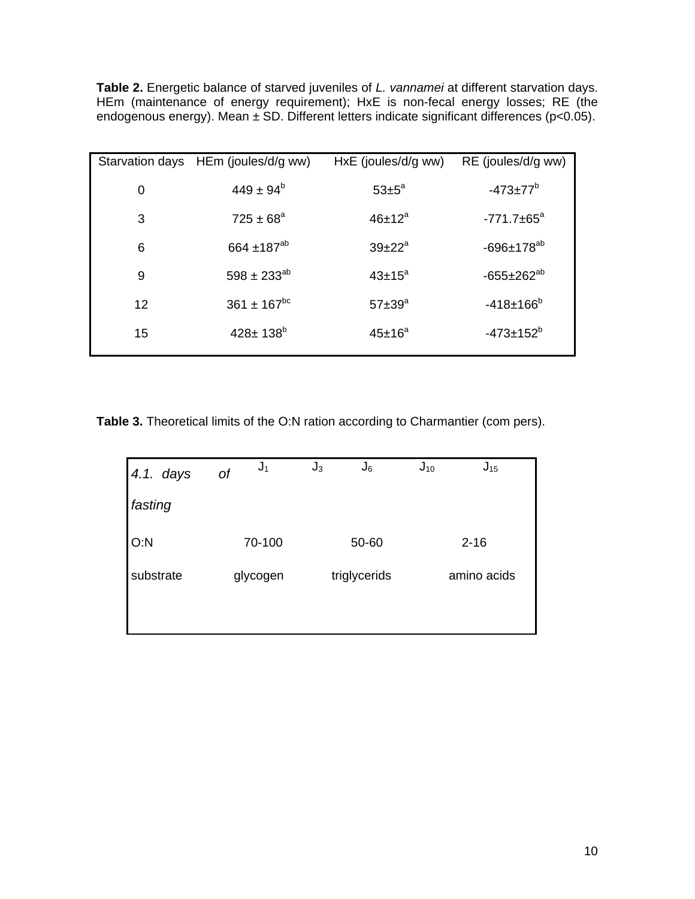**Table 2.** Energetic balance of starved juveniles of *L. vannamei* at different starvation days. HEm (maintenance of energy requirement); HxE is non-fecal energy losses; RE (the endogenous energy). Mean ± SD. Different letters indicate significant differences (p<0.05).

| Starvation days | HEm (joules/d/g ww) | HxE (joules/d/g ww) | RE (joules/d/g ww) |
|---|---|---|---|
| 0 | 449 ± 94$^{b}$ | 53±5$^{a}$ | -473±77$^{b}$ |
| 3 | 725 ± 68$^{a}$ | 46±12$^{a}$ | -771.7±65$^{a}$ |
| 6 | 664 ±187$^{ab}$ | 39±22$^{a}$ | -696±178$^{ab}$ |
| 9 | 598 ± 233$^{ab}$ | 43±15$^{a}$ | -655±262$^{ab}$ |
| 12 | 361 ± 167$^{bc}$ | 57±39$^{a}$ | -418±166$^{b}$ |
| 15 | 428± 138$^{b}$ | 45±16$^{a}$ | -473±152$^{b}$ |

**Table 3.** Theoretical limits of the O:N ration according to Charmantier (com pers).

| *4.1. days of fasting* | $J_1$ | $J_3$ | $J_6$ | $J_{10}$ | $J_{15}$ |
|---|---|---|---|---|---|
| O:N | 70-100 | | 50-60 | | 2-16 |
| substrate | glycogen | | triglycerids | | amino acids |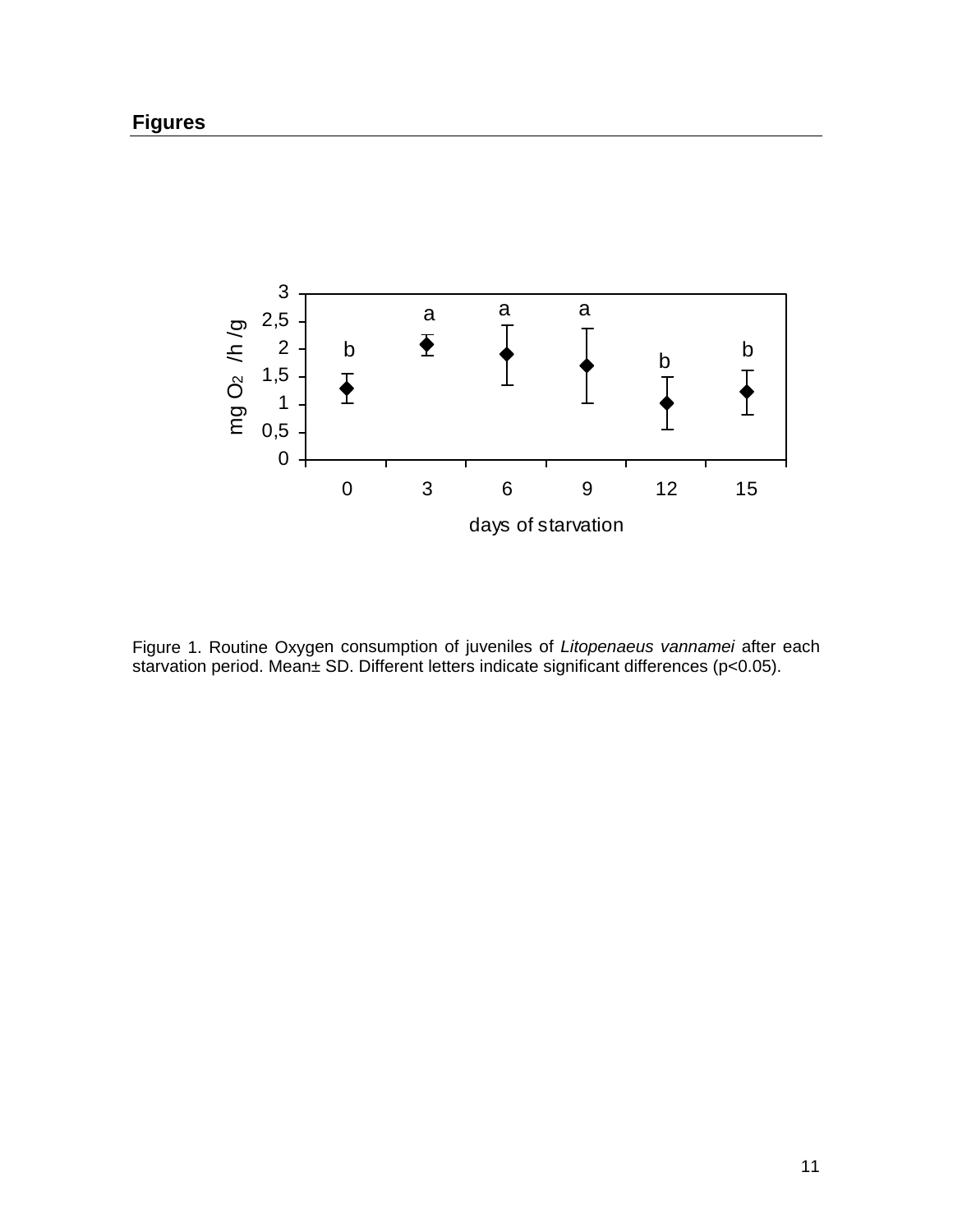## Figures

Figure 1. Routine Oxygen consumption of juveniles of *Litopenaeus vannamei* after each starvation period. Mean± SD. Different letters indicate significant differences ($p<0.05$).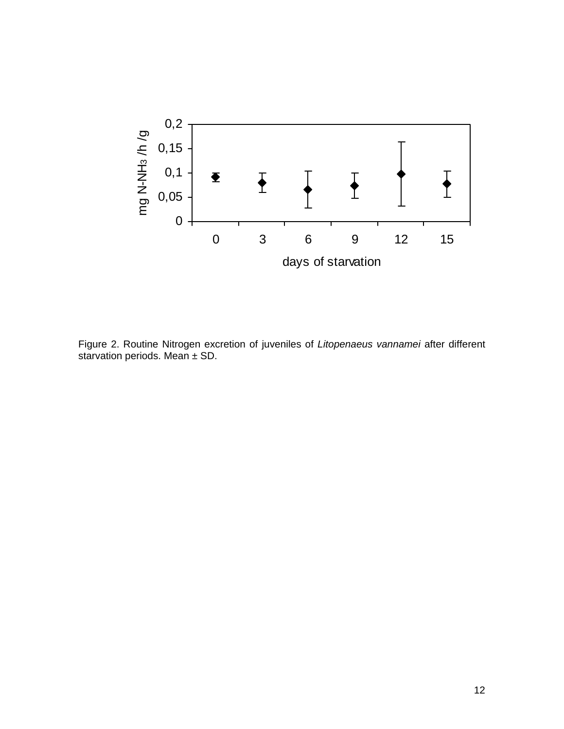Figure 2. Routine Nitrogen excretion of juveniles of *Litopenaeus vannamei* after different starvation periods. Mean ± SD.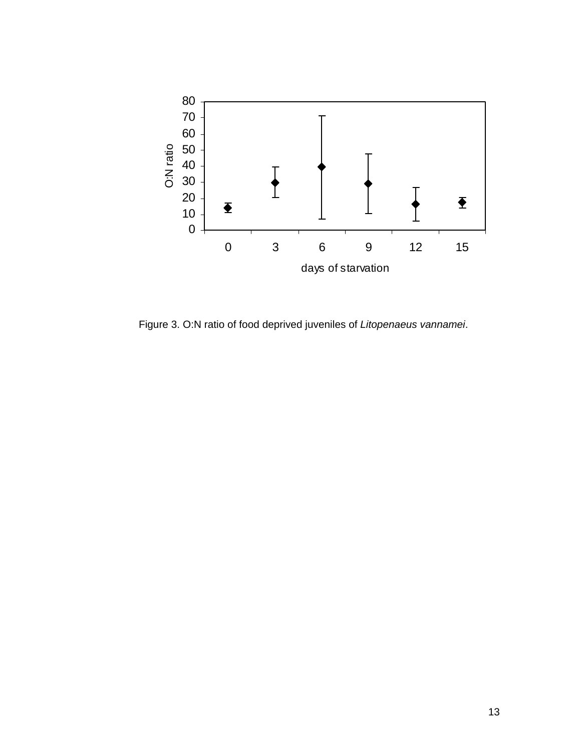Figure 3. O:N ratio of food deprived juveniles of *Litopenaeus vannamei*.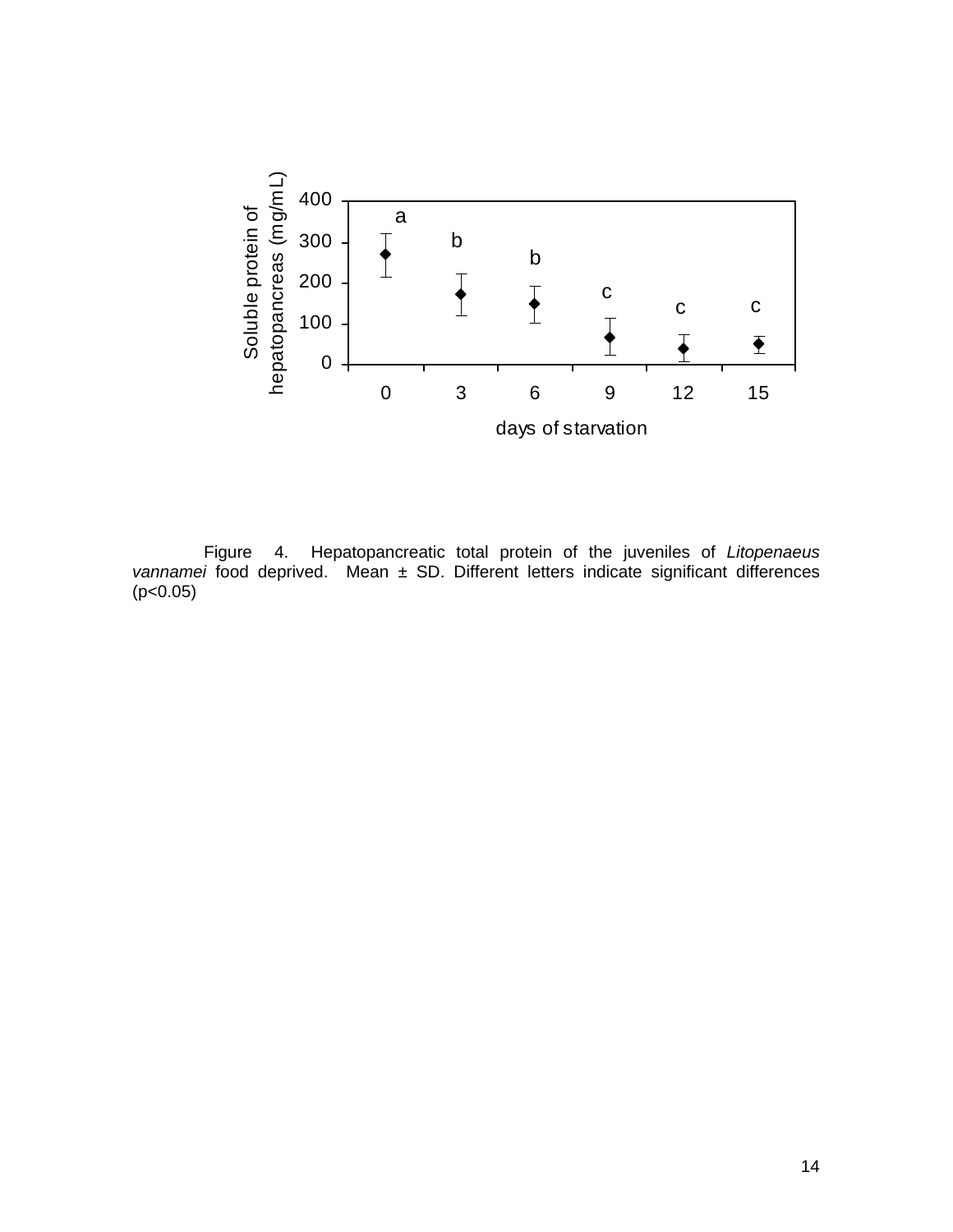Figure 4. Hepatopancreatic total protein of the juveniles of *Litopenaeus vannamei* food deprived. Mean ± SD. Different letters indicate significant differences ($p<0.05$)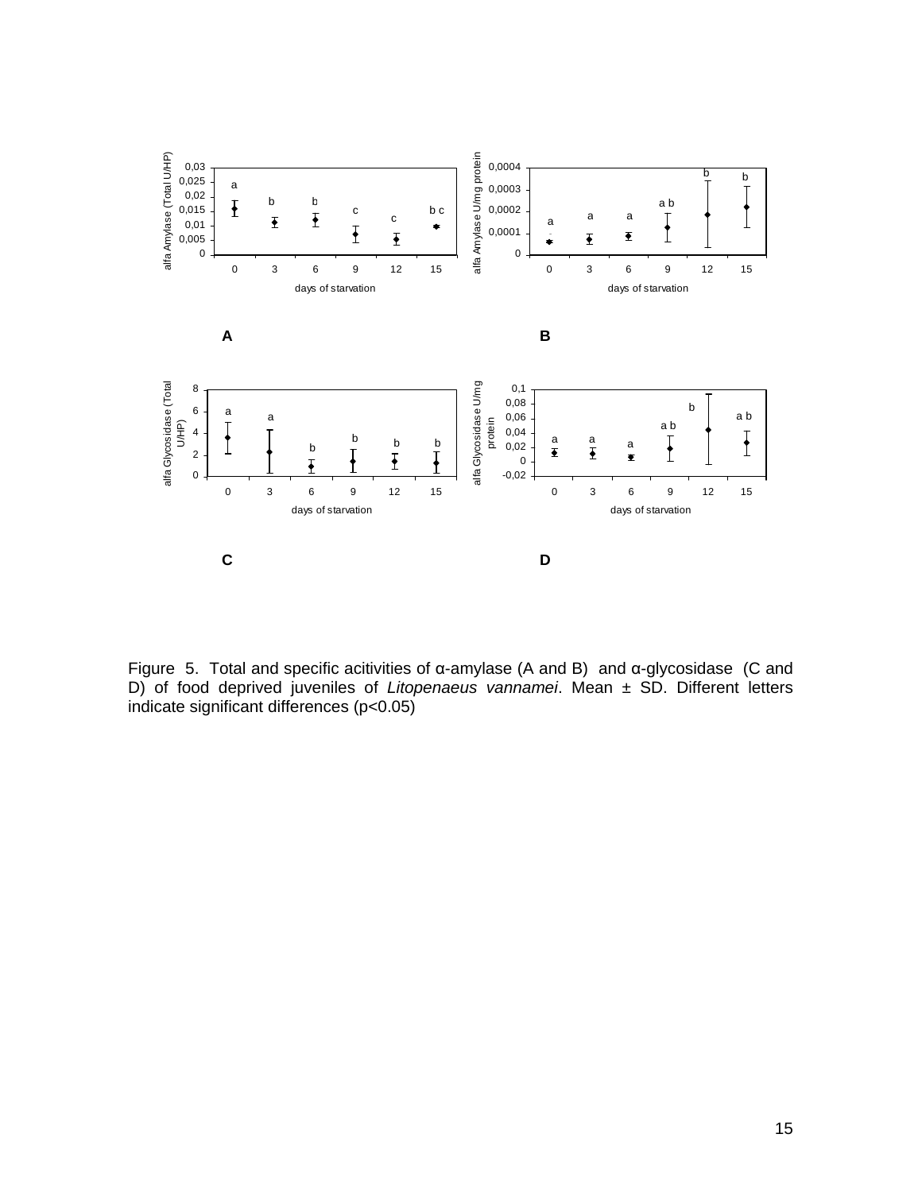Figure 5. Total and specific acitivities of α-amylase (A and B) and α-glycosidase (C and D) of food deprived juveniles of *Litopenaeus vannamei*. Mean ± SD. Different letters indicate significant differences ($p<0.05$)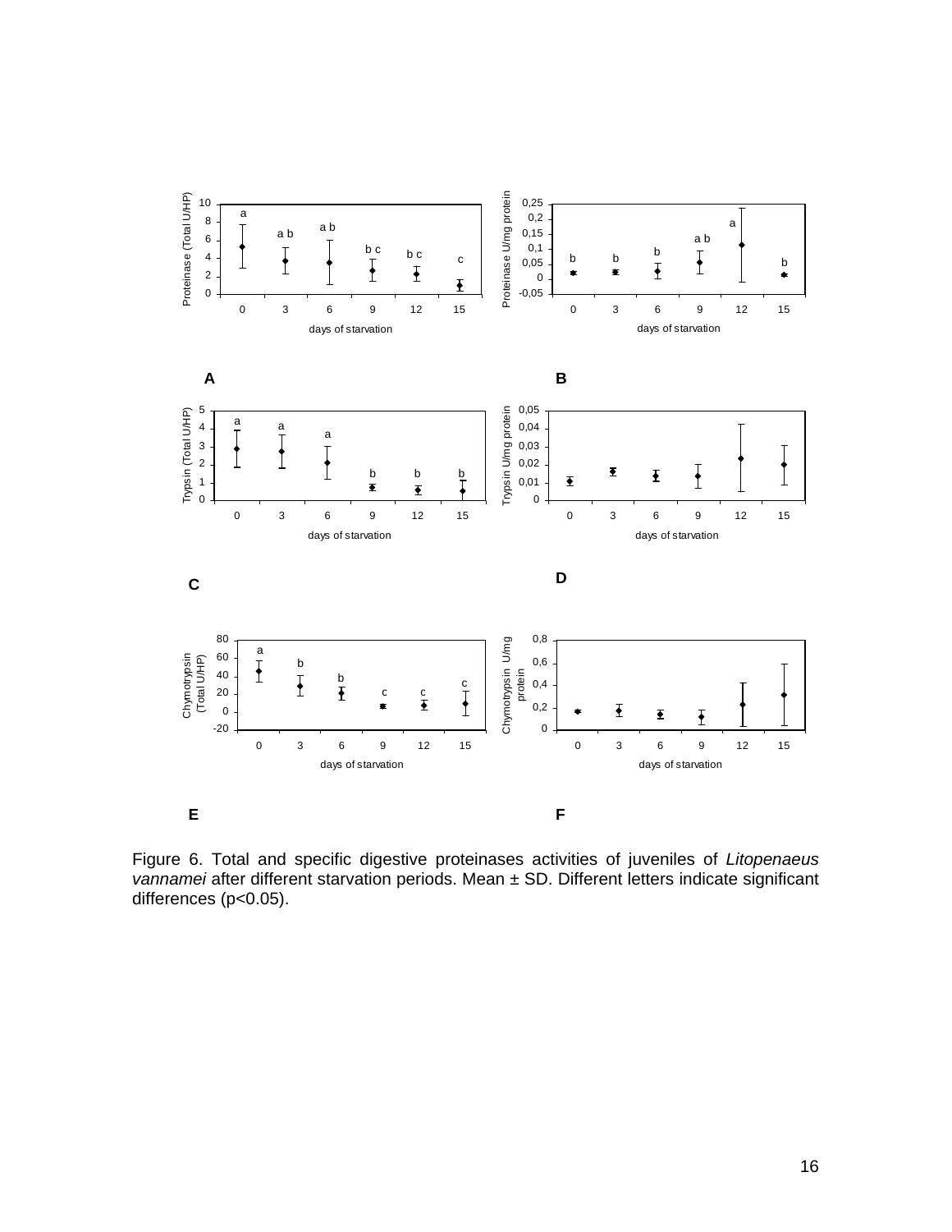Figure 6. Total and specific digestive proteinases activities of juveniles of *Litopenaeus vannamei* after different starvation periods. Mean ± SD. Different letters indicate significant differences ($p<0.05$).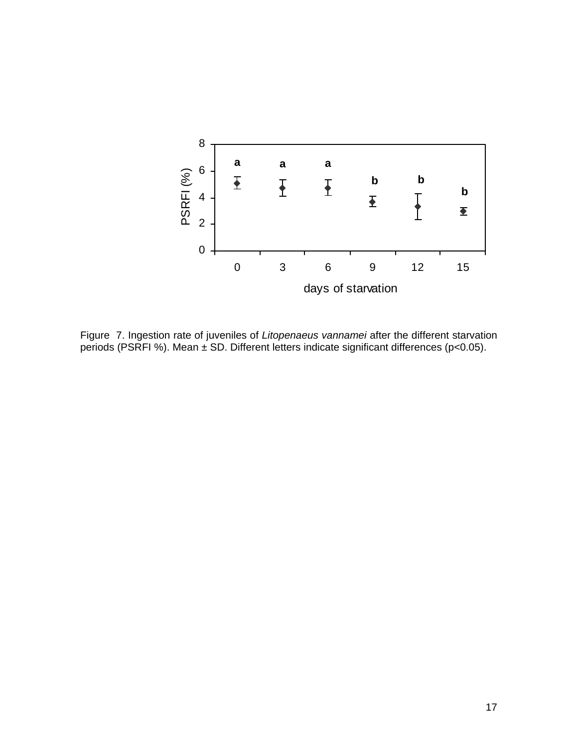Figure 7. Ingestion rate of juveniles of *Litopenaeus vannamei* after the different starvation periods (PSRFI %). Mean ± SD. Different letters indicate significant differences ($p<0.05$).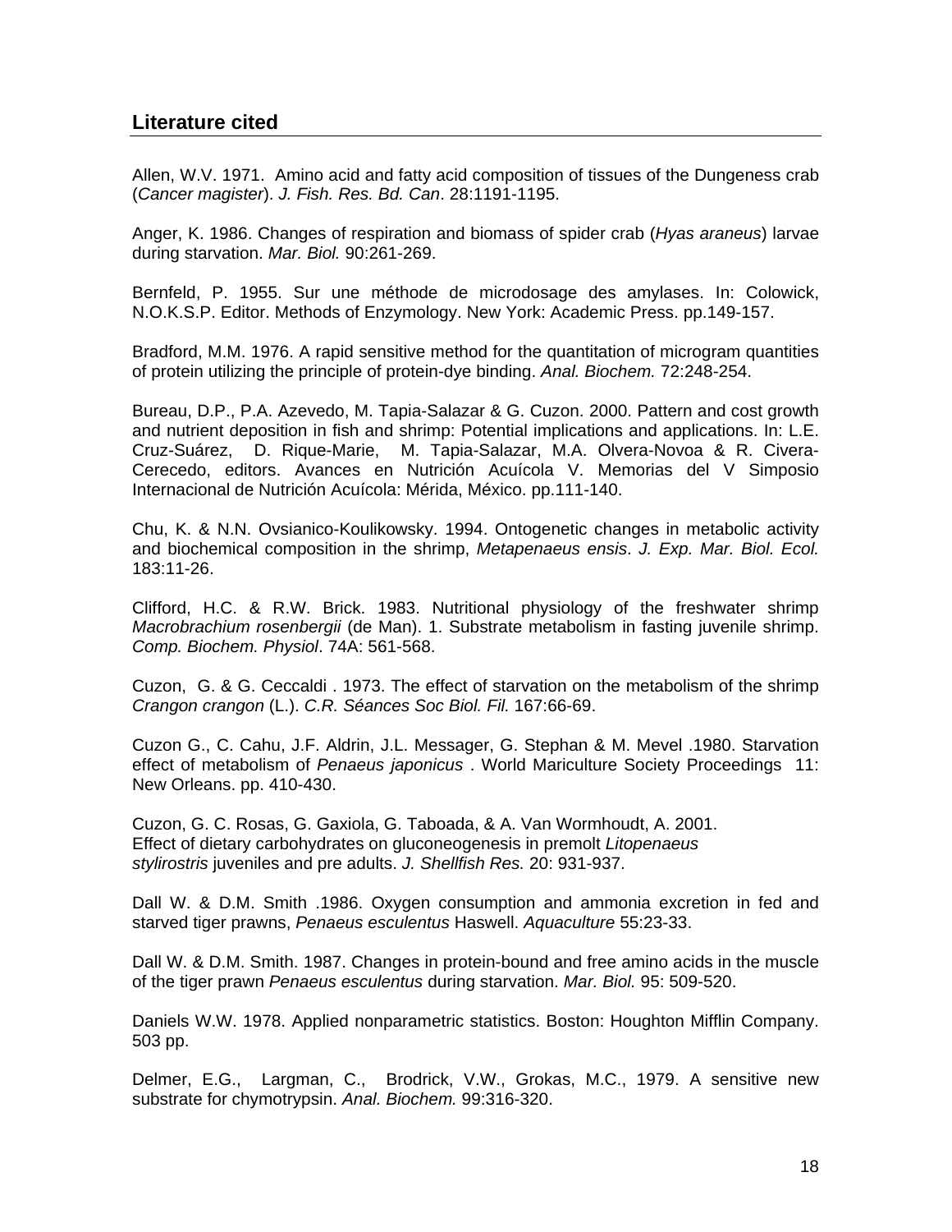## Literature cited

Allen, W.V. 1971. Amino acid and fatty acid composition of tissues of the Dungeness crab (*Cancer magister*). *J. Fish. Res. Bd. Can*. 28:1191-1195.

Anger, K. 1986. Changes of respiration and biomass of spider crab (*Hyas araneus*) larvae during starvation. *Mar. Biol.* 90:261-269.

Bernfeld, P. 1955. Sur une méthode de microdosage des amylases. In: Colowick, N.O.K.S.P. Editor. Methods of Enzymology. New York: Academic Press. pp.149-157.

Bradford, M.M. 1976. A rapid sensitive method for the quantitation of microgram quantities of protein utilizing the principle of protein-dye binding. *Anal. Biochem.* 72:248-254.

Bureau, D.P., P.A. Azevedo, M. Tapia-Salazar & G. Cuzon. 2000. Pattern and cost growth and nutrient deposition in fish and shrimp: Potential implications and applications. In: L.E. Cruz-Suárez, D. Rique-Marie, M. Tapia-Salazar, M.A. Olvera-Novoa & R. Civera-Cerecedo, editors. Avances en Nutrición Acuícola V. Memorias del V Simposio Internacional de Nutrición Acuícola: Mérida, México. pp.111-140.

Chu, K. & N.N. Ovsianico-Koulikowsky. 1994. Ontogenetic changes in metabolic activity and biochemical composition in the shrimp, *Metapenaeus ensis*. *J. Exp. Mar. Biol. Ecol.* 183:11-26.

Clifford, H.C. & R.W. Brick. 1983. Nutritional physiology of the freshwater shrimp *Macrobrachium rosenbergii* (de Man). 1. Substrate metabolism in fasting juvenile shrimp. *Comp. Biochem. Physiol*. 74A: 561-568.

Cuzon, G. & G. Ceccaldi . 1973. The effect of starvation on the metabolism of the shrimp *Crangon crangon* (L.). *C.R. Séances Soc Biol. Fil.* 167:66-69.

Cuzon G., C. Cahu, J.F. Aldrin, J.L. Messager, G. Stephan & M. Mevel .1980. Starvation effect of metabolism of *Penaeus japonicus* . World Mariculture Society Proceedings 11: New Orleans. pp. 410-430.

Cuzon, G. C. Rosas, G. Gaxiola, G. Taboada, & A. Van Wormhoudt, A. 2001. Effect of dietary carbohydrates on gluconeogenesis in premolt *Litopenaeus stylirostris* juveniles and pre adults. *J. Shellfish Res.* 20: 931-937.

Dall W. & D.M. Smith .1986. Oxygen consumption and ammonia excretion in fed and starved tiger prawns, *Penaeus esculentus* Haswell. *Aquaculture* 55:23-33.

Dall W. & D.M. Smith. 1987. Changes in protein-bound and free amino acids in the muscle of the tiger prawn *Penaeus esculentus* during starvation. *Mar. Biol.* 95: 509-520.

Daniels W.W. 1978. Applied nonparametric statistics. Boston: Houghton Mifflin Company. 503 pp.

Delmer, E.G., Largman, C., Brodrick, V.W., Grokas, M.C., 1979. A sensitive new substrate for chymotrypsin. *Anal. Biochem.* 99:316-320.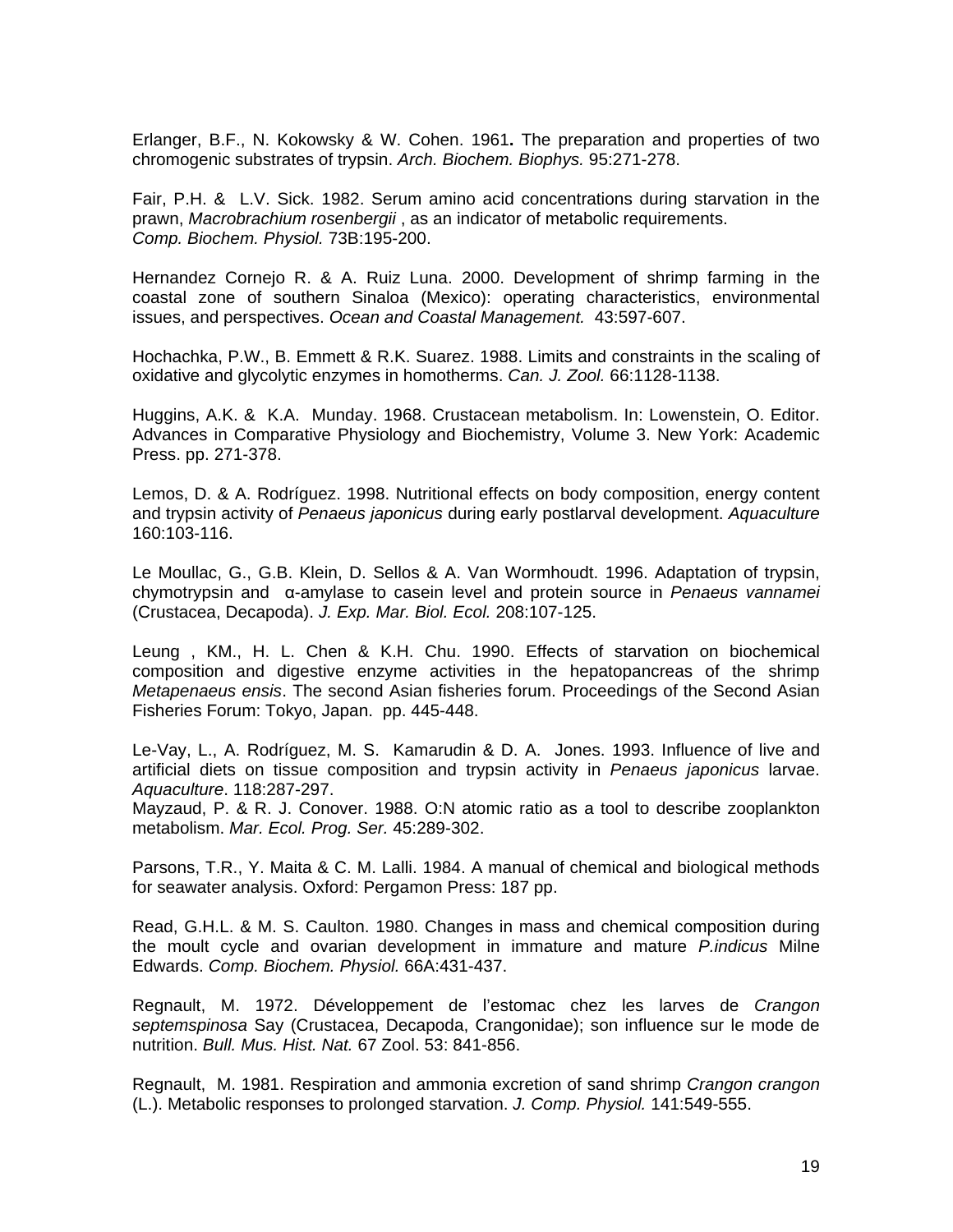Erlanger, B.F., N. Kokowsky & W. Cohen. 1961**.** The preparation and properties of two chromogenic substrates of trypsin. *Arch. Biochem. Biophys.* 95:271-278.

Fair, P.H. & L.V. Sick. 1982. Serum amino acid concentrations during starvation in the prawn, *Macrobrachium rosenbergii* , as an indicator of metabolic requirements. *Comp. Biochem. Physiol.* 73B:195-200.

Hernandez Cornejo R. & A. Ruiz Luna. 2000. Development of shrimp farming in the coastal zone of southern Sinaloa (Mexico): operating characteristics, environmental issues, and perspectives. *Ocean and Coastal Management.* 43:597-607.

Hochachka, P.W., B. Emmett & R.K. Suarez. 1988. Limits and constraints in the scaling of oxidative and glycolytic enzymes in homotherms. *Can. J. Zool.* 66:1128-1138.

Huggins, A.K. & K.A. Munday. 1968. Crustacean metabolism. In: Lowenstein, O. Editor. Advances in Comparative Physiology and Biochemistry, Volume 3. New York: Academic Press. pp. 271-378.

Lemos, D. & A. Rodríguez. 1998. Nutritional effects on body composition, energy content and trypsin activity of *Penaeus japonicus* during early postlarval development. *Aquaculture* 160:103-116.

Le Moullac, G., G.B. Klein, D. Sellos & A. Van Wormhoudt. 1996. Adaptation of trypsin, chymotrypsin and α-amylase to casein level and protein source in *Penaeus vannamei* (Crustacea, Decapoda). *J. Exp. Mar. Biol. Ecol.* 208:107-125.

Leung , KM., H. L. Chen & K.H. Chu. 1990. Effects of starvation on biochemical composition and digestive enzyme activities in the hepatopancreas of the shrimp *Metapenaeus ensis*. The second Asian fisheries forum. Proceedings of the Second Asian Fisheries Forum: Tokyo, Japan. pp. 445-448.

Le-Vay, L., A. Rodríguez, M. S. Kamarudin & D. A. Jones. 1993. Influence of live and artificial diets on tissue composition and trypsin activity in *Penaeus japonicus* larvae. *Aquaculture*. 118:287-297.

Mayzaud, P. & R. J. Conover. 1988. O:N atomic ratio as a tool to describe zooplankton metabolism. *Mar. Ecol. Prog. Ser.* 45:289-302.

Parsons, T.R., Y. Maita & C. M. Lalli. 1984. A manual of chemical and biological methods for seawater analysis. Oxford: Pergamon Press: 187 pp.

Read, G.H.L. & M. S. Caulton. 1980. Changes in mass and chemical composition during the moult cycle and ovarian development in immature and mature *P.indicus* Milne Edwards. *Comp. Biochem. Physiol.* 66A:431-437.

Regnault, M. 1972. Développement de l'estomac chez les larves de *Crangon septemspinosa* Say (Crustacea, Decapoda, Crangonidae); son influence sur le mode de nutrition. *Bull. Mus. Hist. Nat.* 67 Zool. 53: 841-856.

Regnault, M. 1981. Respiration and ammonia excretion of sand shrimp *Crangon crangon* (L.). Metabolic responses to prolonged starvation. *J. Comp. Physiol.* 141:549-555.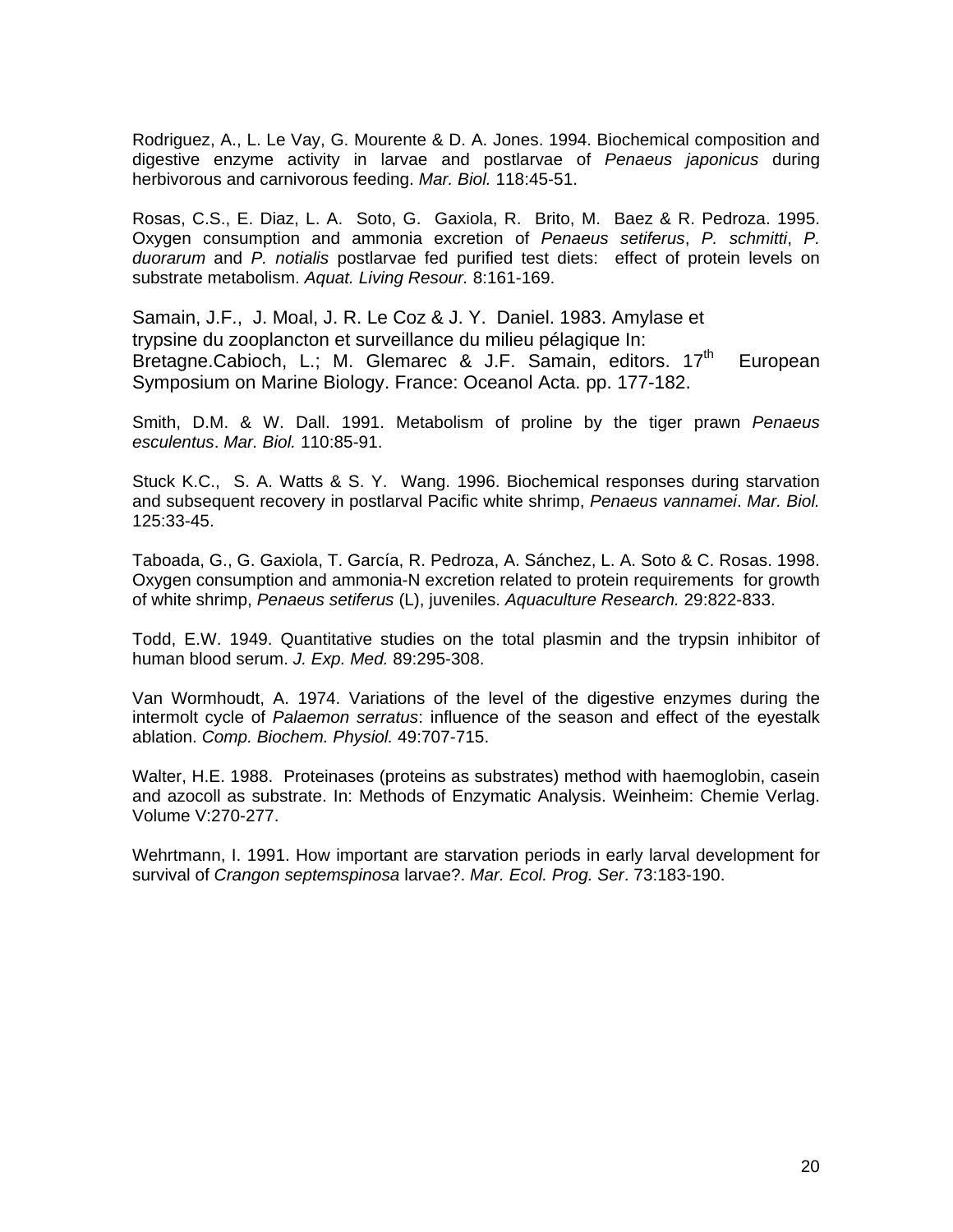Rodriguez, A., L. Le Vay, G. Mourente & D. A. Jones. 1994. Biochemical composition and digestive enzyme activity in larvae and postlarvae of *Penaeus japonicus* during herbivorous and carnivorous feeding. *Mar. Biol.* 118:45-51.

Rosas, C.S., E. Diaz, L. A. Soto, G. Gaxiola, R. Brito, M. Baez & R. Pedroza. 1995. Oxygen consumption and ammonia excretion of *Penaeus setiferus*, *P. schmitti*, *P. duorarum* and *P. notialis* postlarvae fed purified test diets: effect of protein levels on substrate metabolism. *Aquat. Living Resour.* 8:161-169.

Samain, J.F., J. Moal, J. R. Le Coz & J. Y. Daniel. 1983. Amylase et trypsine du zooplancton et surveillance du milieu pélagique In: Bretagne.Cabioch, L.; M. Glemarec & J.F. Samain, editors. 17th European Symposium on Marine Biology. France: Oceanol Acta. pp. 177-182.

Smith, D.M. & W. Dall. 1991. Metabolism of proline by the tiger prawn *Penaeus esculentus*. *Mar. Biol.* 110:85-91.

Stuck K.C., S. A. Watts & S. Y. Wang. 1996. Biochemical responses during starvation and subsequent recovery in postlarval Pacific white shrimp, *Penaeus vannamei*. *Mar. Biol.* 125:33-45.

Taboada, G., G. Gaxiola, T. García, R. Pedroza, A. Sánchez, L. A. Soto & C. Rosas. 1998. Oxygen consumption and ammonia-N excretion related to protein requirements for growth of white shrimp, *Penaeus setiferus* (L), juveniles. *Aquaculture Research.* 29:822-833.

Todd, E.W. 1949. Quantitative studies on the total plasmin and the trypsin inhibitor of human blood serum. *J. Exp. Med.* 89:295-308.

Van Wormhoudt, A. 1974. Variations of the level of the digestive enzymes during the intermolt cycle of *Palaemon serratus*: influence of the season and effect of the eyestalk ablation. *Comp. Biochem. Physiol.* 49:707-715.

Walter, H.E. 1988. Proteinases (proteins as substrates) method with haemoglobin, casein and azocoll as substrate. In: Methods of Enzymatic Analysis. Weinheim: Chemie Verlag. Volume V:270-277.

Wehrtmann, I. 1991. How important are starvation periods in early larval development for survival of *Crangon septemspinosa* larvae?. *Mar. Ecol. Prog. Ser*. 73:183-190.